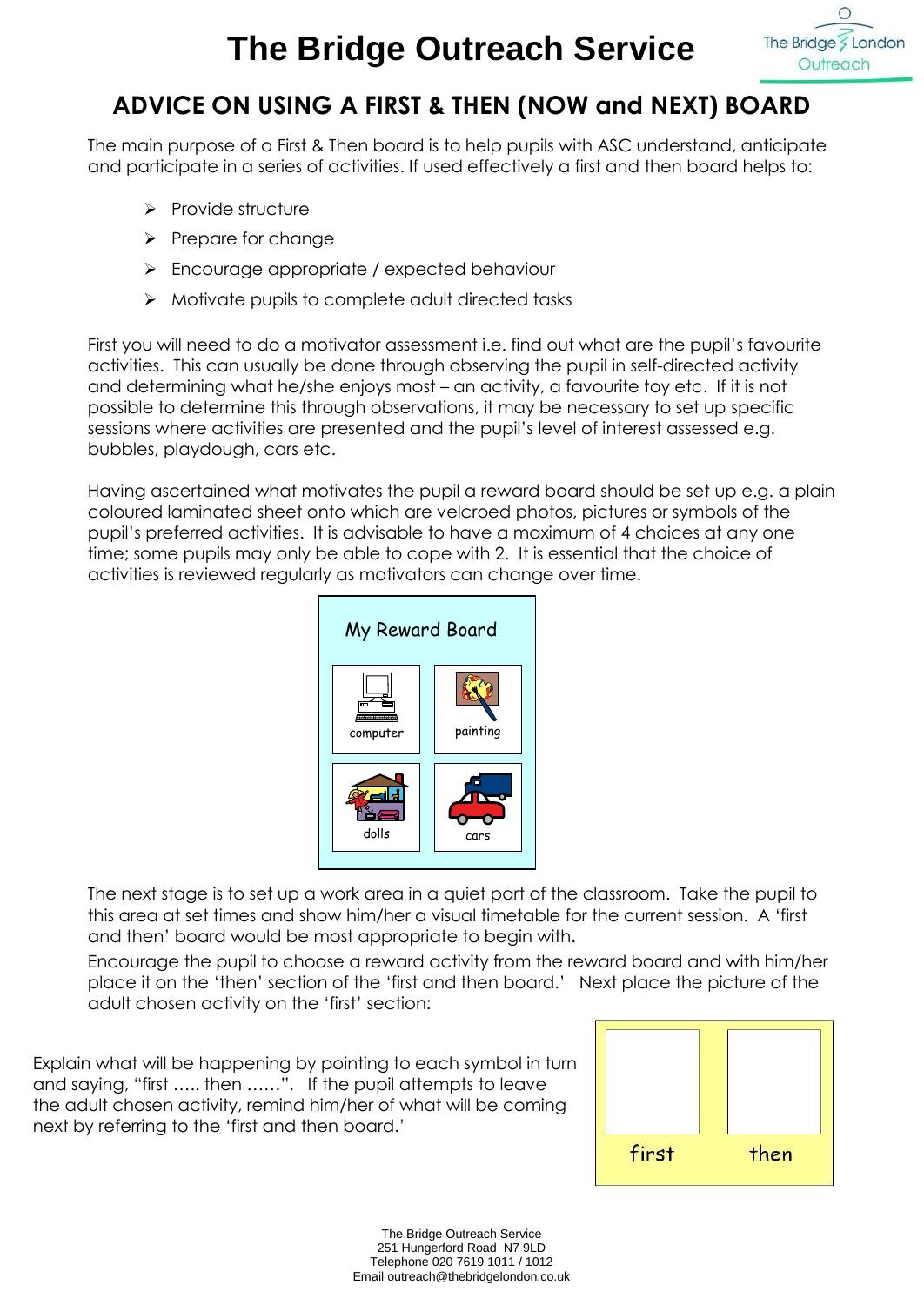# The Bridge Outreach Service

## ADVICE ON USING A FIRST & THEN (NOW and NEXT) BOARD

The main purpose of a First & Then board is to help pupils with ASC understand, anticipate and participate in a series of activities. If used effectively a first and then board helps to:

- Provide structure
- Prepare for change
- Encourage appropriate / expected behaviour
- Motivate pupils to complete adult directed tasks

First you will need to do a motivator assessment i.e. find out what are the pupil's favourite activities. This can usually be done through observing the pupil in self-directed activity and determining what he/she enjoys most – an activity, a favourite toy etc. If it is not possible to determine this through observations, it may be necessary to set up specific sessions where activities are presented and the pupil's level of interest assessed e.g. bubbles, playdough, cars etc.

Having ascertained what motivates the pupil a reward board should be set up e.g. a plain coloured laminated sheet onto which are velcroed photos, pictures or symbols of the pupil's preferred activities. It is advisable to have a maximum of 4 choices at any one time; some pupils may only be able to cope with 2. It is essential that the choice of activities is reviewed regularly as motivators can change over time.

My Reward Board

| computer | painting |
|---|---|
| dolls | cars |

The next stage is to set up a work area in a quiet part of the classroom. Take the pupil to this area at set times and show him/her a visual timetable for the current session. A 'first and then' board would be most appropriate to begin with.

Encourage the pupil to choose a reward activity from the reward board and with him/her place it on the 'then' section of the 'first and then board.' Next place the picture of the adult chosen activity on the 'first' section:

| first | then |
|---|---|

Explain what will be happening by pointing to each symbol in turn and saying, "first ..... then ......". If the pupil attempts to leave the adult chosen activity, remind him/her of what will be coming next by referring to the 'first and then board.'

The Bridge Outreach Service
251 Hungerford Road N7 9LD
Telephone 020 7619 1011 / 1012
Email outreach@thebridgelondon.co.uk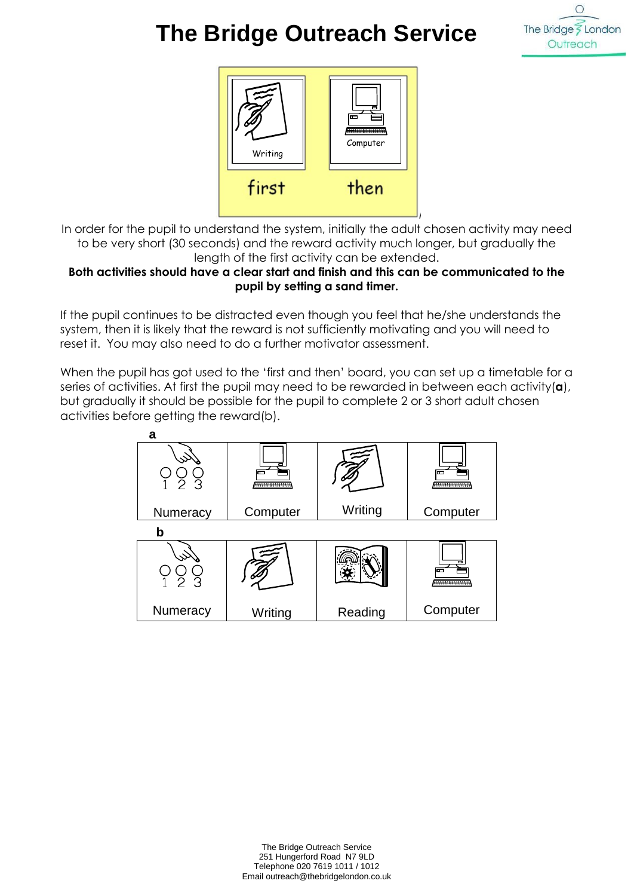# The Bridge Outreach Service

The Bridge London Outreach

| | |
|---|---|
| Writing | Computer |
| first | then |

In order for the pupil to understand the system, initially the adult chosen activity may need to be very short (30 seconds) and the reward activity much longer, but gradually the length of the first activity can be extended.

**Both activities should have a clear start and finish and this can be communicated to the pupil by setting a sand timer.**

If the pupil continues to be distracted even though you feel that he/she understands the system, then it is likely that the reward is not sufficiently motivating and you will need to reset it. You may also need to do a further motivator assessment.

When the pupil has got used to the 'first and then' board, you can set up a timetable for a series of activities. At first the pupil may need to be rewarded in between each activity(**a**), but gradually it should be possible for the pupil to complete 2 or 3 short adult chosen activities before getting the reward(b).

**a**

| | | | |
|---|---|---|---|
| Numeracy | Computer | Writing | Computer |

**b**

| | | | |
|---|---|---|---|
| Numeracy | Writing | Reading | Computer |

The Bridge Outreach Service
251 Hungerford Road N7 9LD
Telephone 020 7619 1011 / 1012
Email outreach@thebridgelondon.co.uk